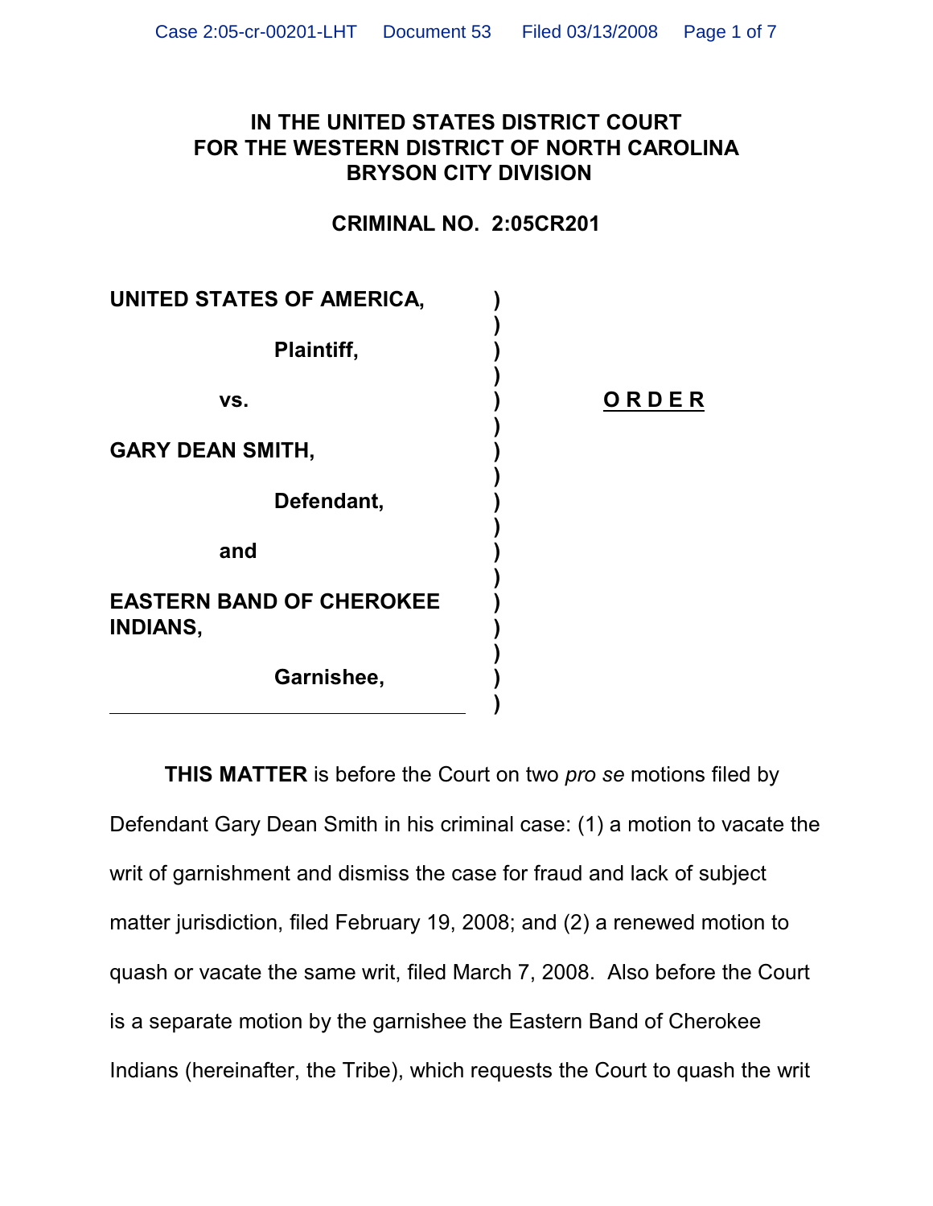**IN THE UNITED STATES DISTRICT COURT**
**FOR THE WESTERN DISTRICT OF NORTH CAROLINA**
**BRYSON CITY DIVISION**

**CRIMINAL NO. 2:05CR201**

| | | |
|---|---|---|
| **UNITED STATES OF AMERICA,** | ) | |
| | ) | |
| **Plaintiff,** | ) | |
| | ) | |
| **vs.** | ) | **O R D E R** |
| | ) | |
| **GARY DEAN SMITH,** | ) | |
| | ) | |
| **Defendant,** | ) | |
| | ) | |
| **and** | ) | |
| | ) | |
| **EASTERN BAND OF CHEROKEE INDIANS,** | ) | |
| | ) | |
| **Garnishee,** | ) | |
| | ) | |

**THIS MATTER** is before the Court on two *pro se* motions filed by Defendant Gary Dean Smith in his criminal case: (1) a motion to vacate the writ of garnishment and dismiss the case for fraud and lack of subject matter jurisdiction, filed February 19, 2008; and (2) a renewed motion to quash or vacate the same writ, filed March 7, 2008. Also before the Court is a separate motion by the garnishee the Eastern Band of Cherokee Indians (hereinafter, the Tribe), which requests the Court to quash the writ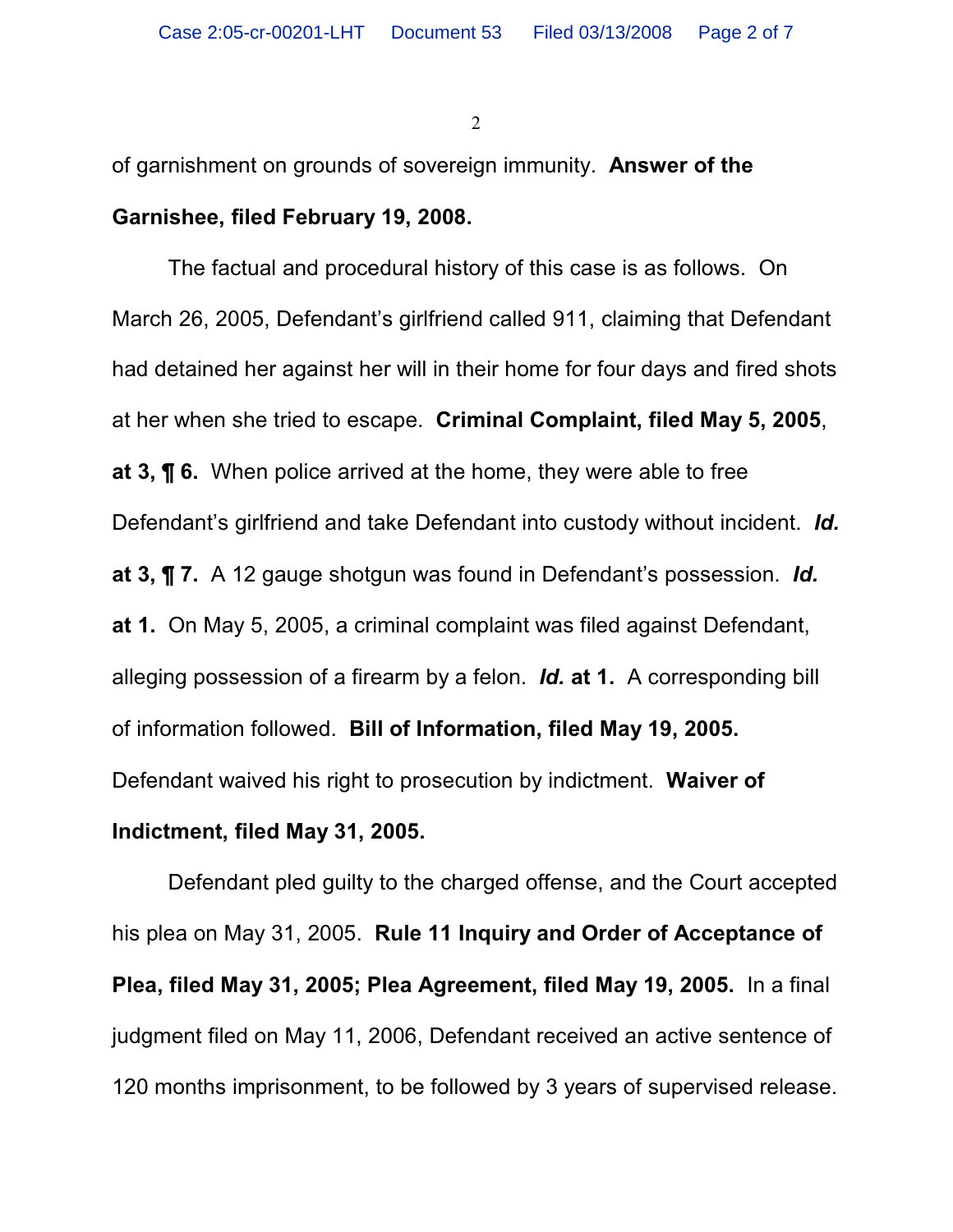of garnishment on grounds of sovereign immunity. **Answer of the Garnishee, filed February 19, 2008.**

The factual and procedural history of this case is as follows. On March 26, 2005, Defendant's girlfriend called 911, claiming that Defendant had detained her against her will in their home for four days and fired shots at her when she tried to escape. **Criminal Complaint, filed May 5, 2005, at 3, ¶ 6.** When police arrived at the home, they were able to free Defendant's girlfriend and take Defendant into custody without incident. ***Id.* at 3, ¶ 7.** A 12 gauge shotgun was found in Defendant's possession. ***Id.* at 1.** On May 5, 2005, a criminal complaint was filed against Defendant, alleging possession of a firearm by a felon. ***Id.* at 1.** A corresponding bill of information followed. **Bill of Information, filed May 19, 2005.** Defendant waived his right to prosecution by indictment. **Waiver of Indictment, filed May 31, 2005.**

Defendant pled guilty to the charged offense, and the Court accepted his plea on May 31, 2005. **Rule 11 Inquiry and Order of Acceptance of Plea, filed May 31, 2005; Plea Agreement, filed May 19, 2005.** In a final judgment filed on May 11, 2006, Defendant received an active sentence of 120 months imprisonment, to be followed by 3 years of supervised release.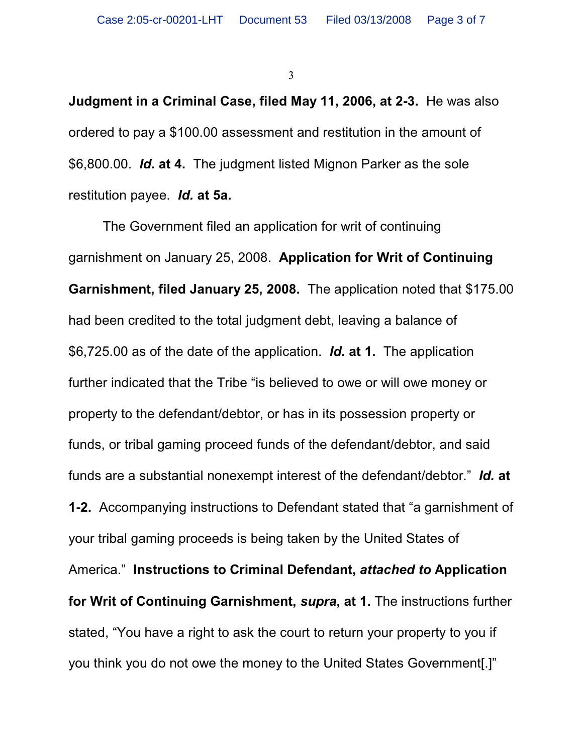**Judgment in a Criminal Case, filed May 11, 2006, at 2-3.** He was also ordered to pay a $100.00 assessment and restitution in the amount of $6,800.00. ***Id.* at 4.** The judgment listed Mignon Parker as the sole restitution payee. ***Id.* at 5a.**

The Government filed an application for writ of continuing garnishment on January 25, 2008. **Application for Writ of Continuing Garnishment, filed January 25, 2008.** The application noted that $175.00 had been credited to the total judgment debt, leaving a balance of $6,725.00 as of the date of the application. ***Id.* at 1.** The application further indicated that the Tribe "is believed to owe or will owe money or property to the defendant/debtor, or has in its possession property or funds, or tribal gaming proceed funds of the defendant/debtor, and said funds are a substantial nonexempt interest of the defendant/debtor." ***Id.* at 1-2.** Accompanying instructions to Defendant stated that "a garnishment of your tribal gaming proceeds is being taken by the United States of America." **Instructions to Criminal Defendant, *attached to* Application for Writ of Continuing Garnishment, *supra*, at 1.** The instructions further stated, "You have a right to ask the court to return your property to you if you think you do not owe the money to the United States Government[.]"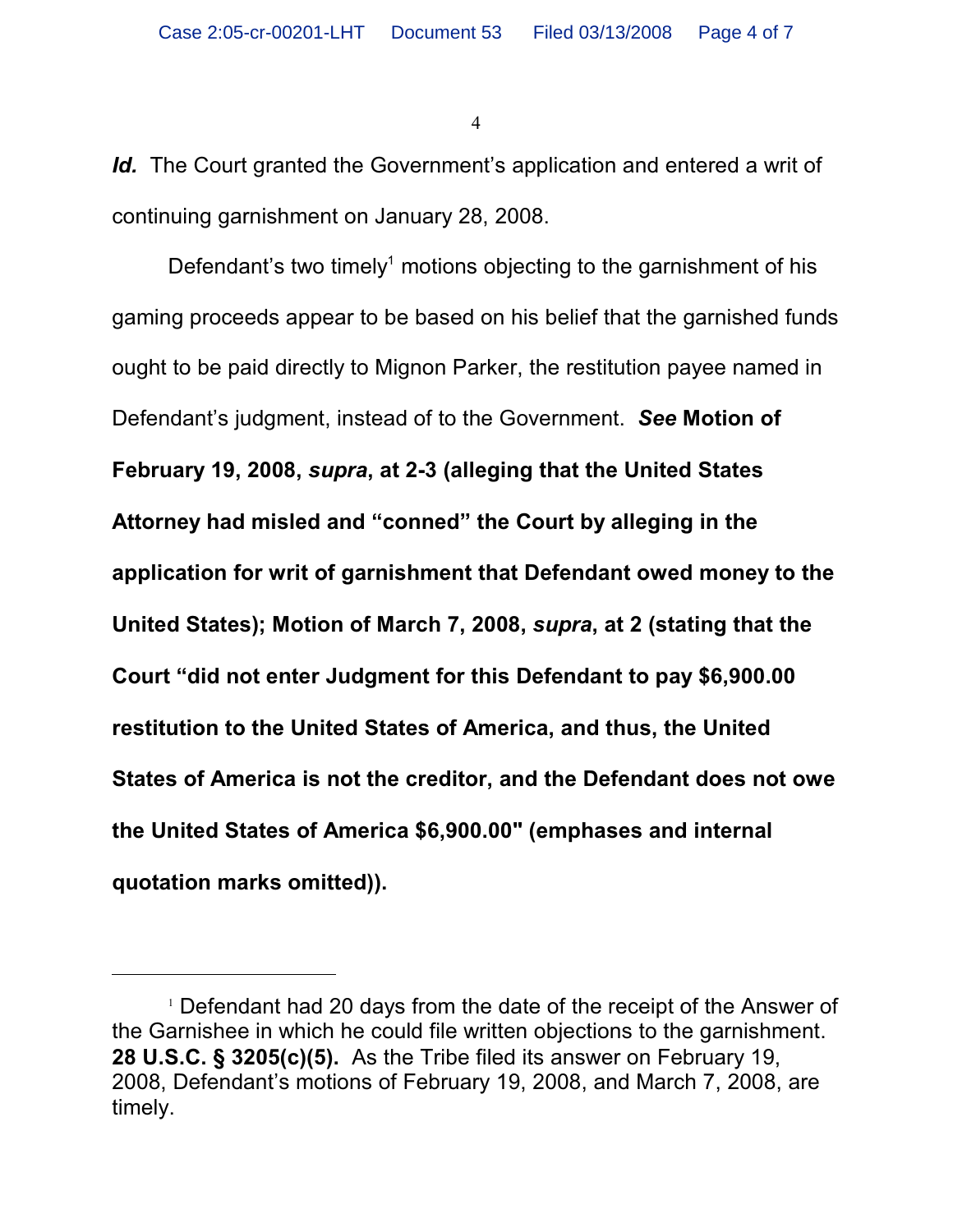***Id.*** The Court granted the Government's application and entered a writ of continuing garnishment on January 28, 2008.

Defendant's two timely[1] motions objecting to the garnishment of his gaming proceeds appear to be based on his belief that the garnished funds ought to be paid directly to Mignon Parker, the restitution payee named in Defendant's judgment, instead of to the Government. ***See* Motion of February 19, 2008, *supra*, at 2-3 (alleging that the United States Attorney had misled and "conned" the Court by alleging in the application for writ of garnishment that Defendant owed money to the United States); Motion of March 7, 2008, *supra*, at 2 (stating that the Court "did not enter Judgment for this Defendant to pay $6,900.00 restitution to the United States of America, and thus, the United States of America is not the creditor, and the Defendant does not owe the United States of America $6,900.00" (emphases and internal quotation marks omitted)).**

---

[1] Defendant had 20 days from the date of the receipt of the Answer of the Garnishee in which he could file written objections to the garnishment. **28 U.S.C. § 3205(c)(5).** As the Tribe filed its answer on February 19, 2008, Defendant's motions of February 19, 2008, and March 7, 2008, are timely.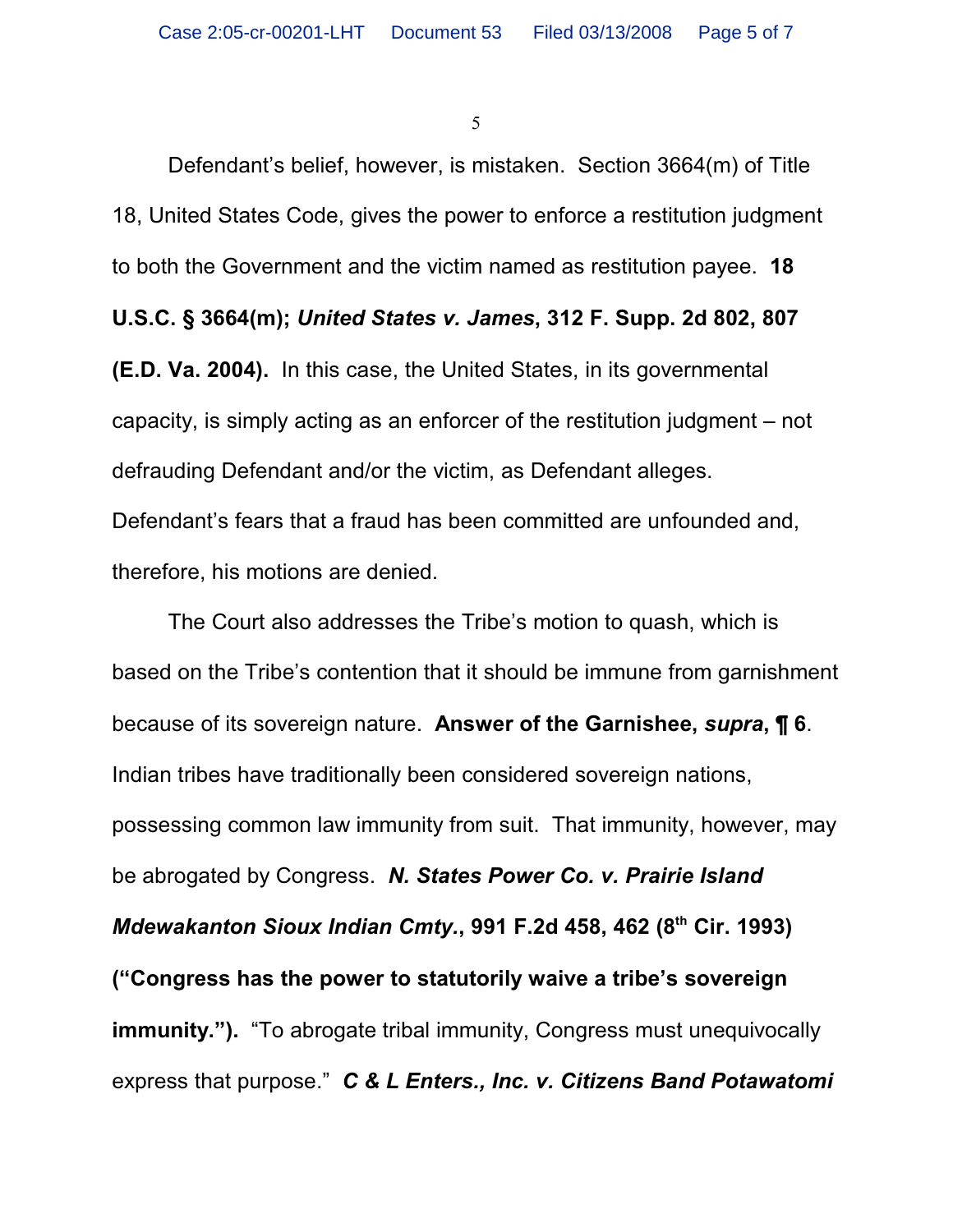Defendant's belief, however, is mistaken. Section 3664(m) of Title 18, United States Code, gives the power to enforce a restitution judgment to both the Government and the victim named as restitution payee. **18 U.S.C. § 3664(m); *United States v. James*, 312 F. Supp. 2d 802, 807 (E.D. Va. 2004).** In this case, the United States, in its governmental capacity, is simply acting as an enforcer of the restitution judgment – not defrauding Defendant and/or the victim, as Defendant alleges. Defendant's fears that a fraud has been committed are unfounded and, therefore, his motions are denied.

The Court also addresses the Tribe's motion to quash, which is based on the Tribe's contention that it should be immune from garnishment because of its sovereign nature. **Answer of the Garnishee, *supra*, ¶ 6**. Indian tribes have traditionally been considered sovereign nations, possessing common law immunity from suit. That immunity, however, may be abrogated by Congress. ***N. States Power Co. v. Prairie Island Mdewakanton Sioux Indian Cmty.*, 991 F.2d 458, 462 (8th Cir. 1993) ("Congress has the power to statutorily waive a tribe's sovereign immunity.").** "To abrogate tribal immunity, Congress must unequivocally express that purpose." ***C & L Enters., Inc. v. Citizens Band Potawatomi***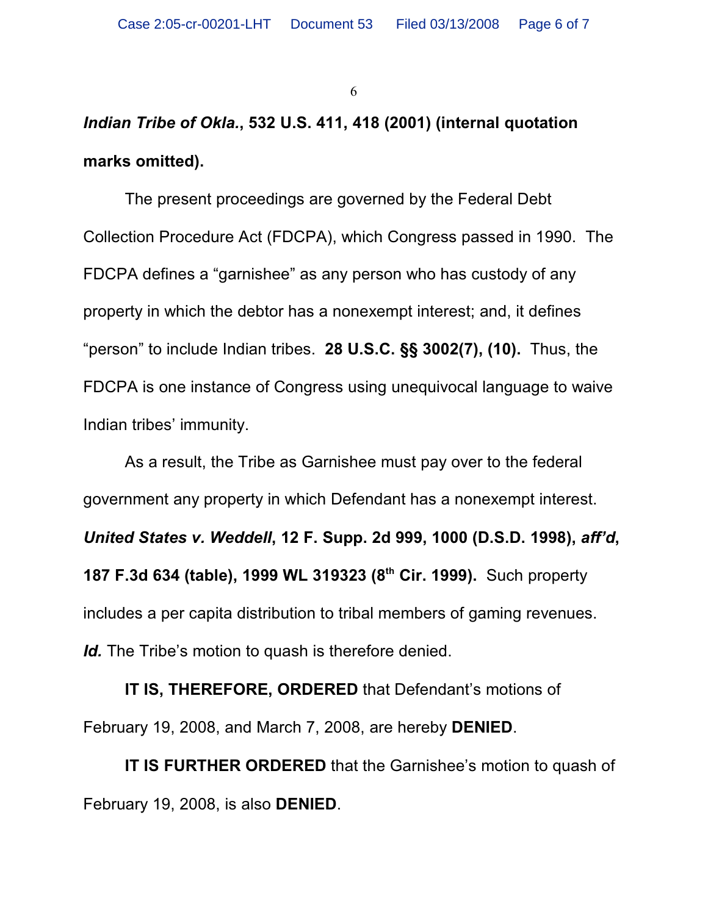***Indian Tribe of Okla.*, 532 U.S. 411, 418 (2001) (internal quotation marks omitted).**

The present proceedings are governed by the Federal Debt Collection Procedure Act (FDCPA), which Congress passed in 1990. The FDCPA defines a "garnishee" as any person who has custody of any property in which the debtor has a nonexempt interest; and, it defines "person" to include Indian tribes. **28 U.S.C. §§ 3002(7), (10).** Thus, the FDCPA is one instance of Congress using unequivocal language to waive Indian tribes' immunity.

As a result, the Tribe as Garnishee must pay over to the federal government any property in which Defendant has a nonexempt interest. ***United States v. Weddell*, 12 F. Supp. 2d 999, 1000 (D.S.D. 1998), *aff'd*, 187 F.3d 634 (table), 1999 WL 319323 (8th Cir. 1999).** Such property includes a per capita distribution to tribal members of gaming revenues. ***Id.*** The Tribe's motion to quash is therefore denied.

**IT IS, THEREFORE, ORDERED** that Defendant's motions of February 19, 2008, and March 7, 2008, are hereby **DENIED**.

**IT IS FURTHER ORDERED** that the Garnishee's motion to quash of February 19, 2008, is also **DENIED**.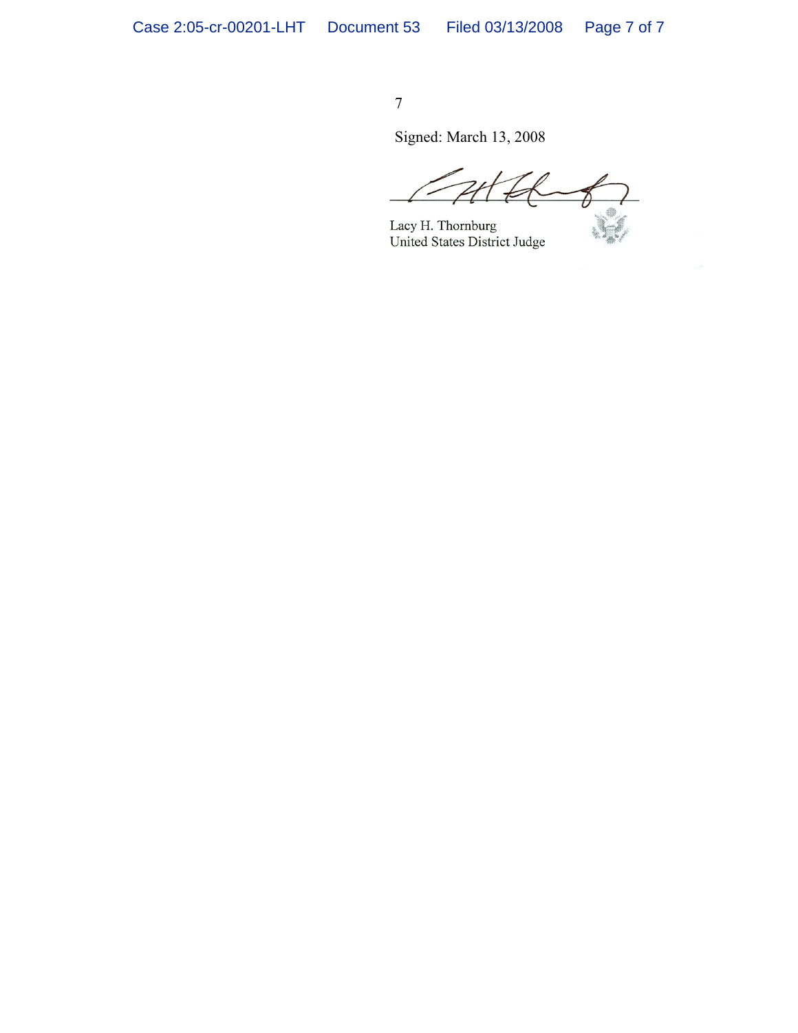Signed: March 13, 2008

Lacy H. Thornburg
United States District Judge